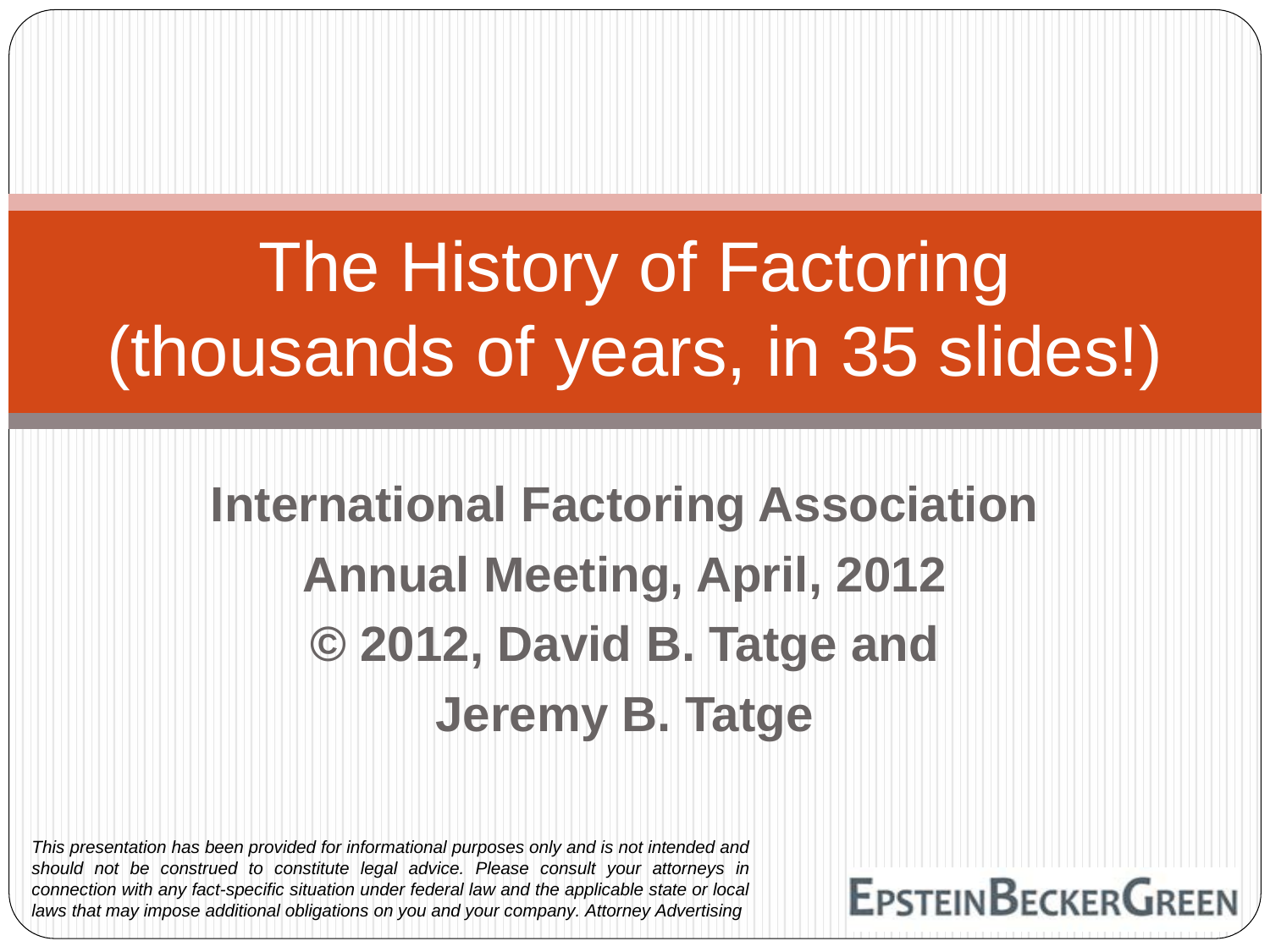# The History of Factoring (thousands of years, in 35 slides!)

**International Factoring Association**

**Annual Meeting, April, 2012**

**© 2012, David B. Tatge and**

**Jeremy B. Tatge**

*This presentation has been provided for informational purposes only and is not intended and should not be construed to constitute legal advice. Please consult your attorneys in connection with any fact-specific situation under federal law and the applicable state or local laws that may impose additional obligations on you and your company. Attorney Advertising*

EpsteinBeckerGreen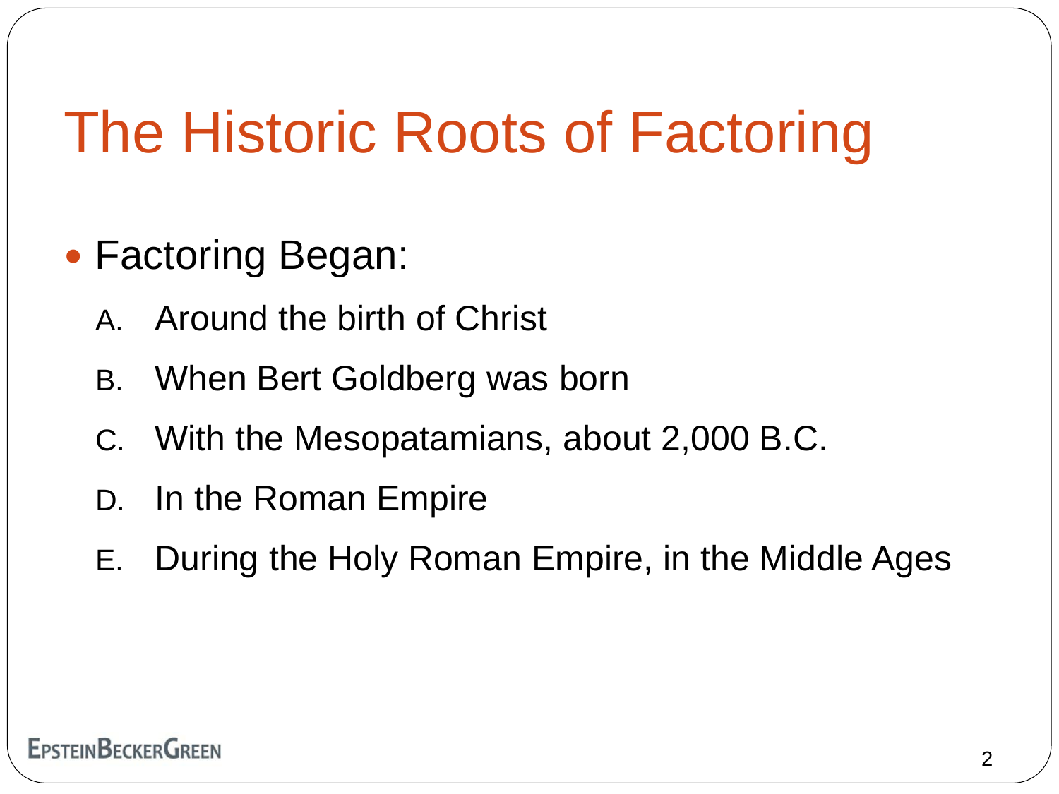# The Historic Roots of Factoring

- Factoring Began:
  - A. Around the birth of Christ
  - B. When Bert Goldberg was born
  - C. With the Mesopatamians, about 2,000 B.C.
  - D. In the Roman Empire
  - E. During the Holy Roman Empire, in the Middle Ages

EPSTEINBECKERGREEN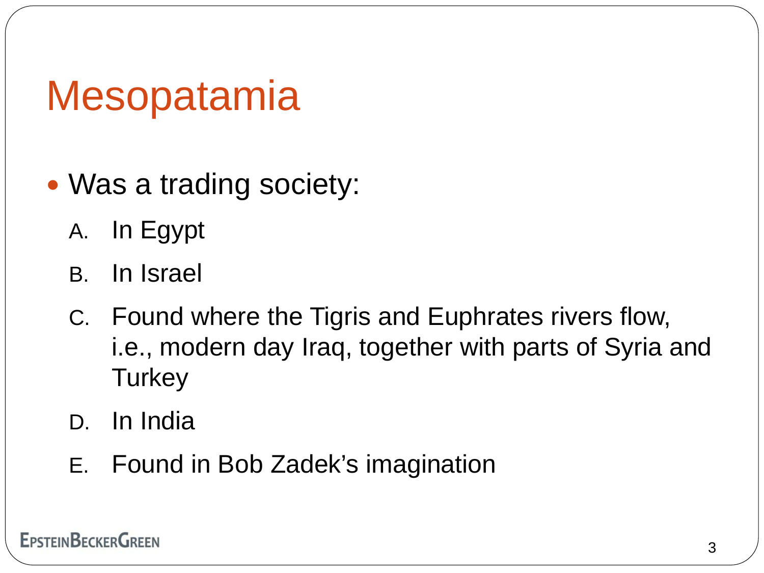# Mesopatamia

- Was a trading society:
  A. In Egypt
  B. In Israel
  C. Found where the Tigris and Euphrates rivers flow, i.e., modern day Iraq, together with parts of Syria and Turkey
  D. In India
  E. Found in Bob Zadek's imagination

EPSTEINBECKERGREEN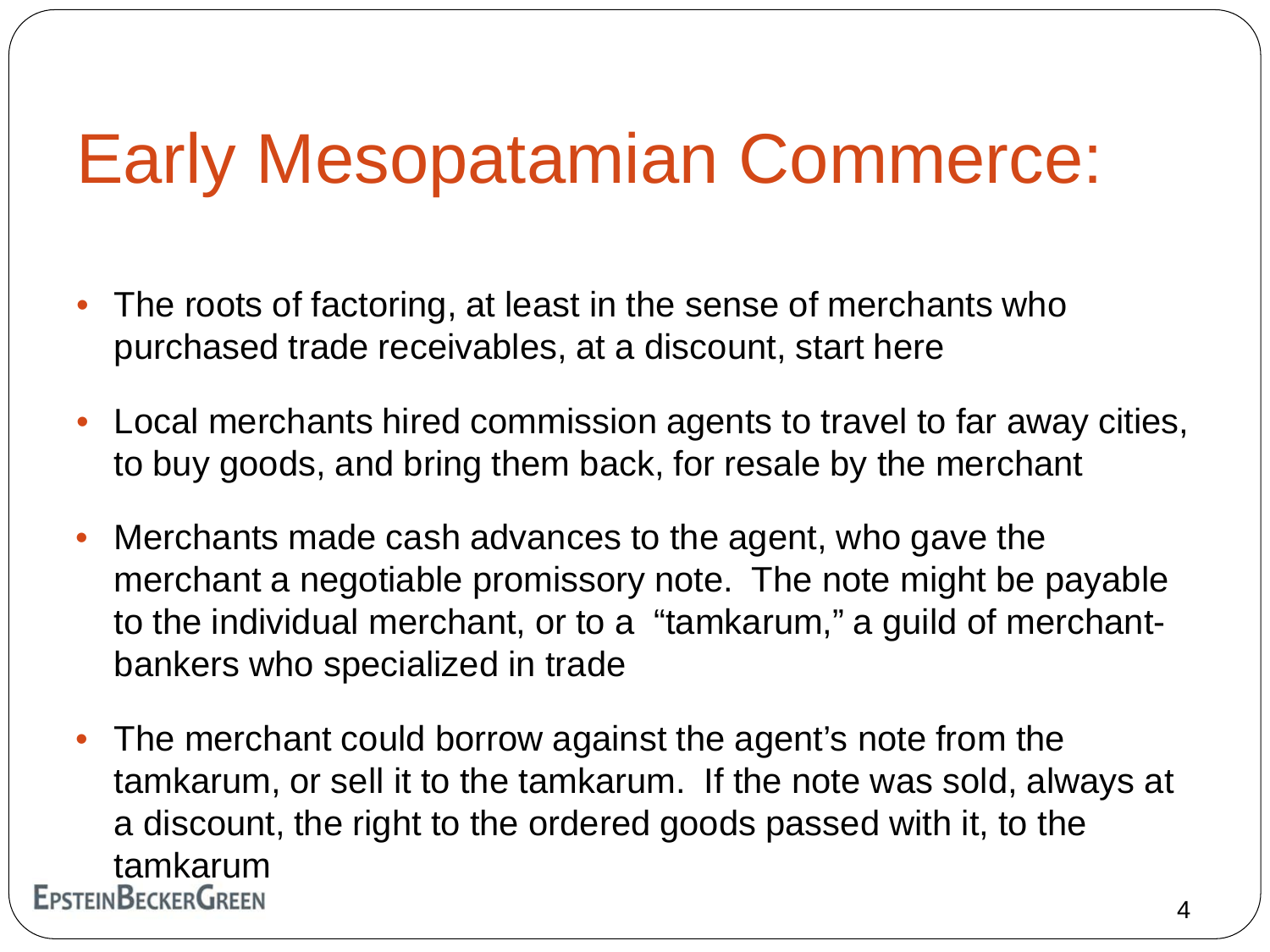# Early Mesopatamian Commerce:

- The roots of factoring, at least in the sense of merchants who purchased trade receivables, at a discount, start here
- Local merchants hired commission agents to travel to far away cities, to buy goods, and bring them back, for resale by the merchant
- Merchants made cash advances to the agent, who gave the merchant a negotiable promissory note. The note might be payable to the individual merchant, or to a "tamkarum," a guild of merchant-bankers who specialized in trade
- The merchant could borrow against the agent's note from the tamkarum, or sell it to the tamkarum. If the note was sold, always at a discount, the right to the ordered goods passed with it, to the tamkarum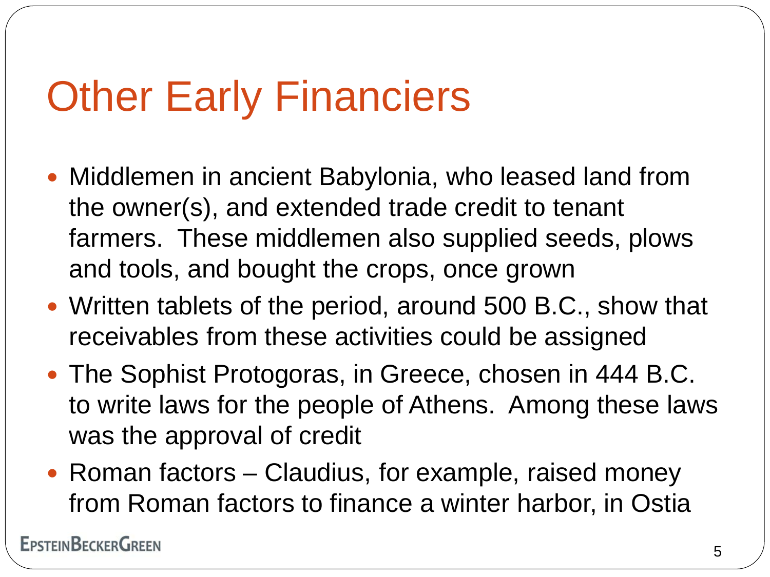# Other Early Financiers

- Middlemen in ancient Babylonia, who leased land from the owner(s), and extended trade credit to tenant farmers. These middlemen also supplied seeds, plows and tools, and bought the crops, once grown
- Written tablets of the period, around 500 B.C., show that receivables from these activities could be assigned
- The Sophist Protogoras, in Greece, chosen in 444 B.C. to write laws for the people of Athens. Among these laws was the approval of credit
- Roman factors – Claudius, for example, raised money from Roman factors to finance a winter harbor, in Ostia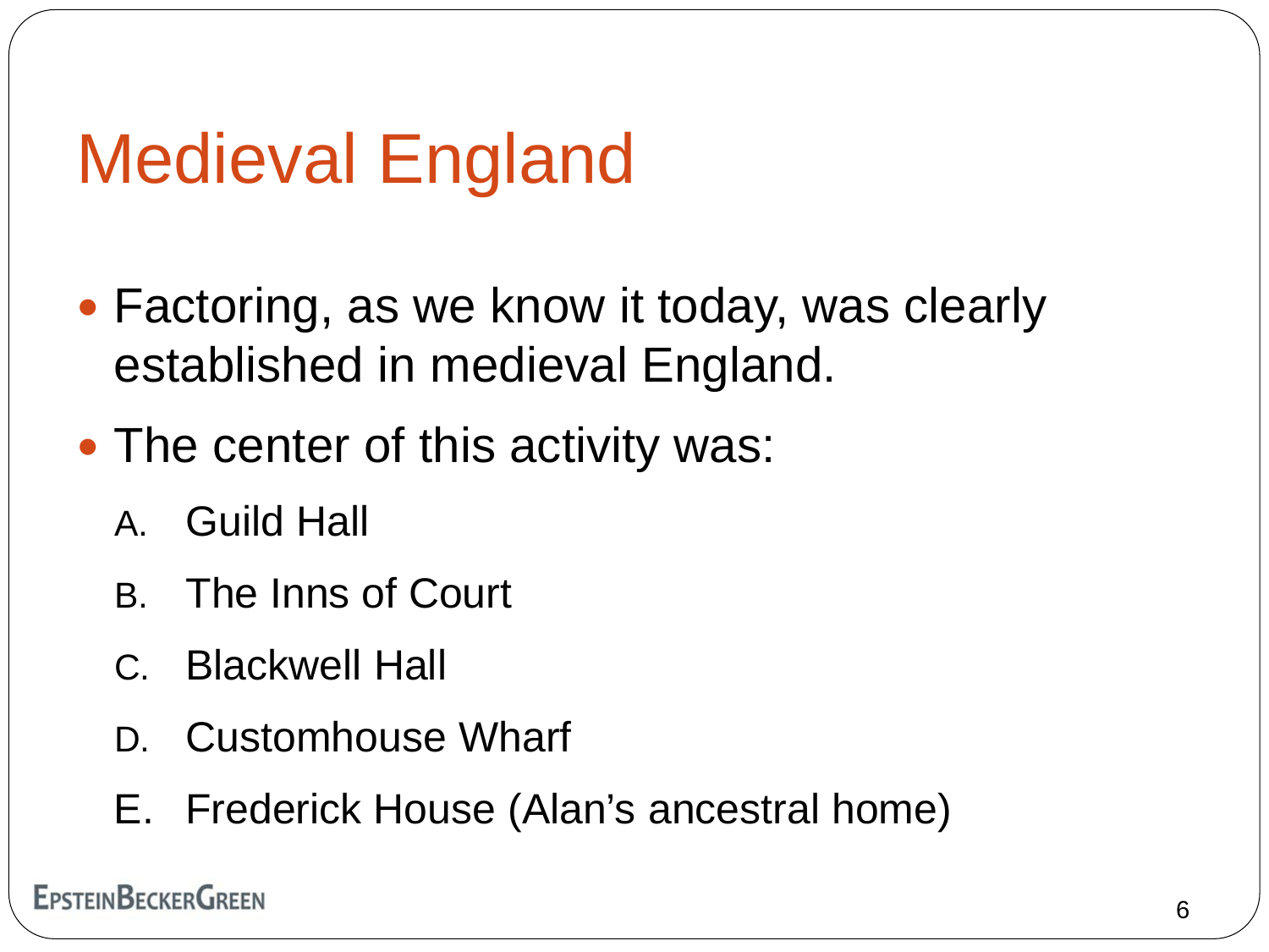# Medieval England

- Factoring, as we know it today, was clearly established in medieval England.
- The center of this activity was:
  - A. Guild Hall
  - B. The Inns of Court
  - C. Blackwell Hall
  - D. Customhouse Wharf
  - E. Frederick House (Alan's ancestral home)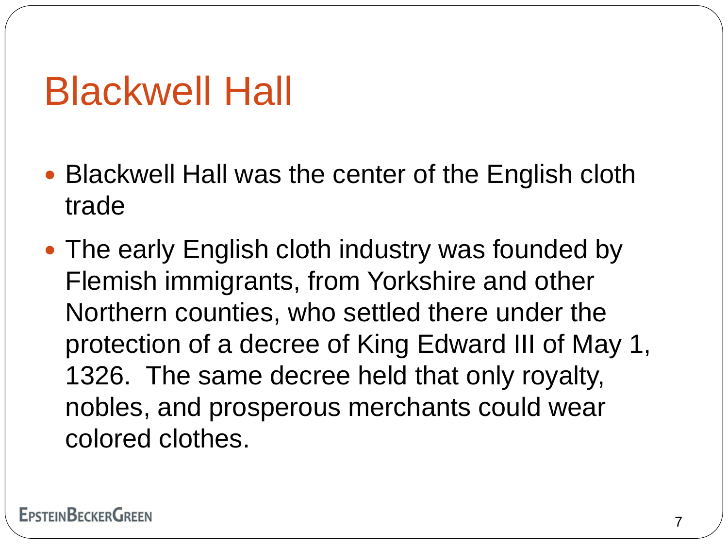# Blackwell Hall

- Blackwell Hall was the center of the English cloth trade
- The early English cloth industry was founded by Flemish immigrants, from Yorkshire and other Northern counties, who settled there under the protection of a decree of King Edward III of May 1, 1326. The same decree held that only royalty, nobles, and prosperous merchants could wear colored clothes.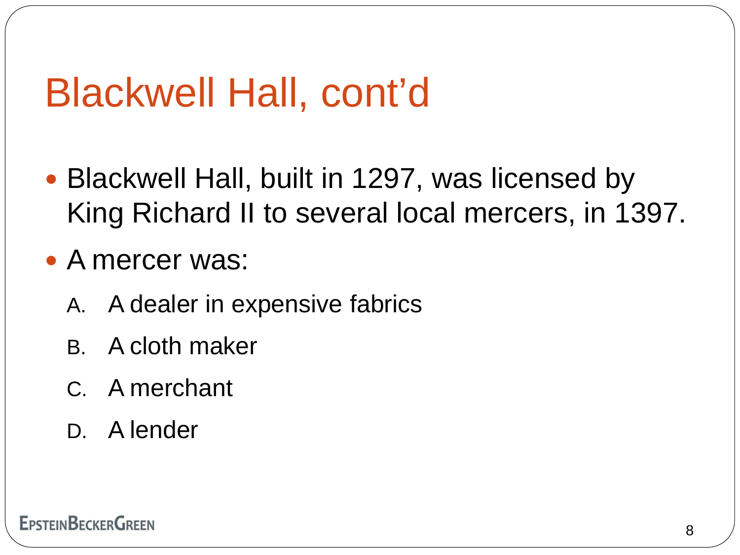# Blackwell Hall, cont'd

- Blackwell Hall, built in 1297, was licensed by King Richard II to several local mercers, in 1397.
- A mercer was:
  - A. A dealer in expensive fabrics
  - B. A cloth maker
  - C. A merchant
  - D. A lender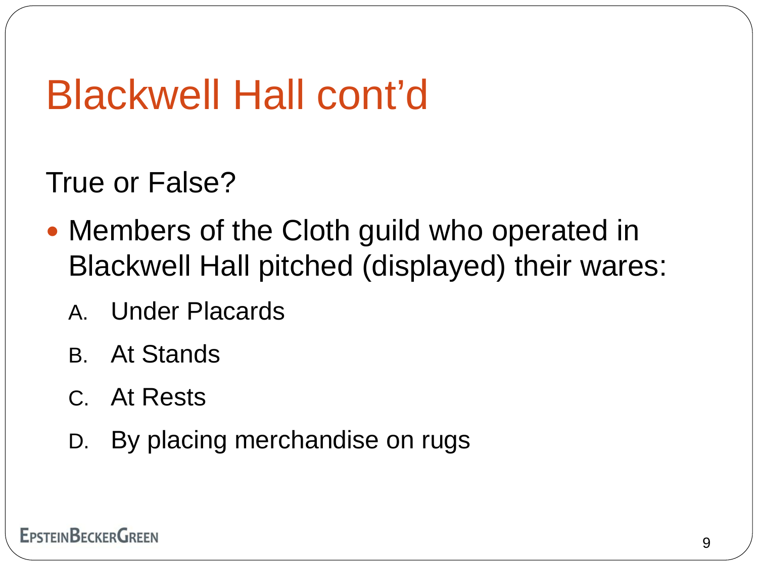# Blackwell Hall cont'd

True or False?

- Members of the Cloth guild who operated in Blackwell Hall pitched (displayed) their wares:
  A. Under Placards
  B. At Stands
  C. At Rests
  D. By placing merchandise on rugs

EpsteinBeckerGreen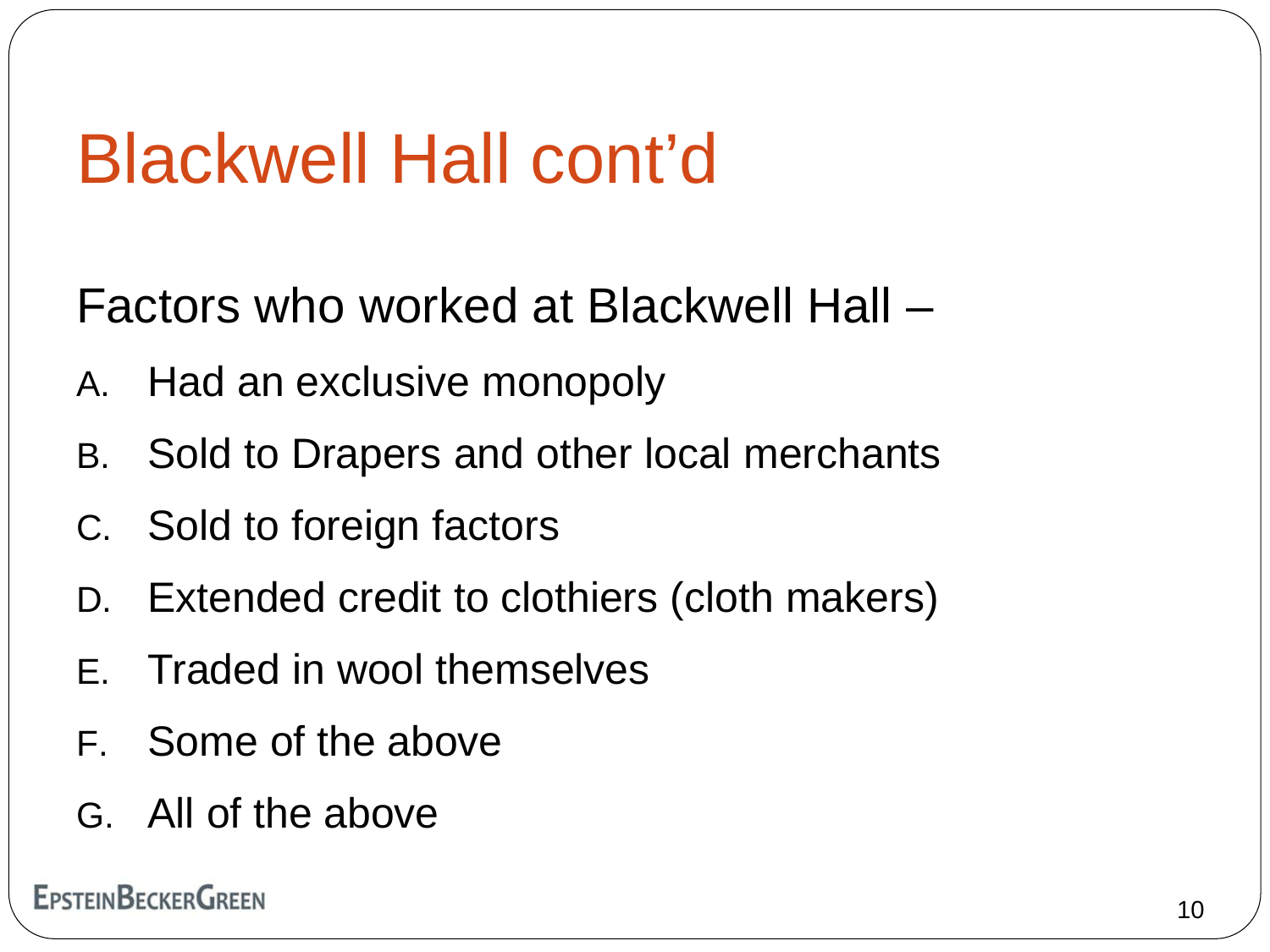# Blackwell Hall cont'd

Factors who worked at Blackwell Hall –

A. Had an exclusive monopoly
B. Sold to Drapers and other local merchants
C. Sold to foreign factors
D. Extended credit to clothiers (cloth makers)
E. Traded in wool themselves
F. Some of the above
G. All of the above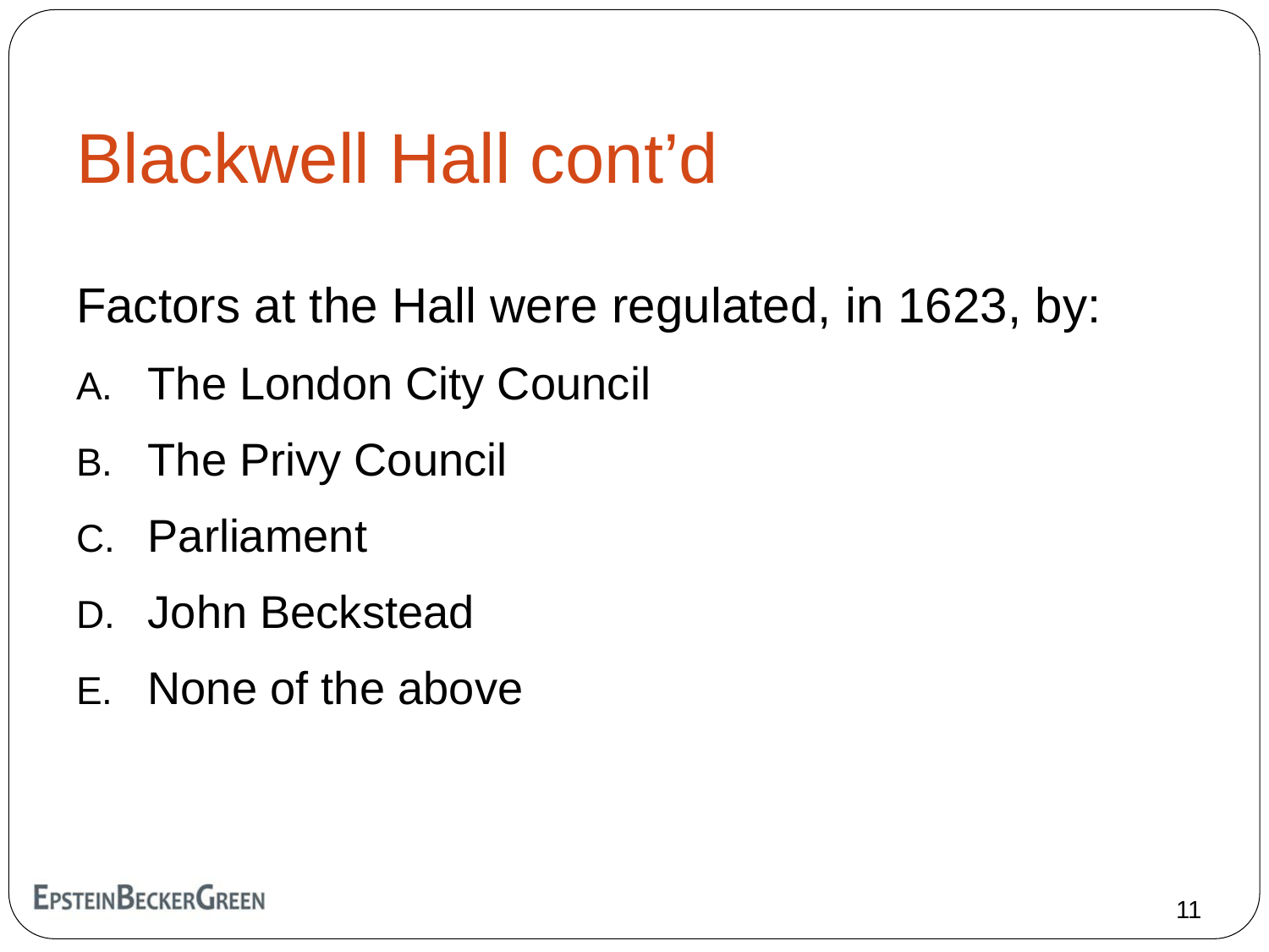# Blackwell Hall cont'd

Factors at the Hall were regulated, in 1623, by:

A. The London City Council
B. The Privy Council
C. Parliament
D. John Beckstead
E. None of the above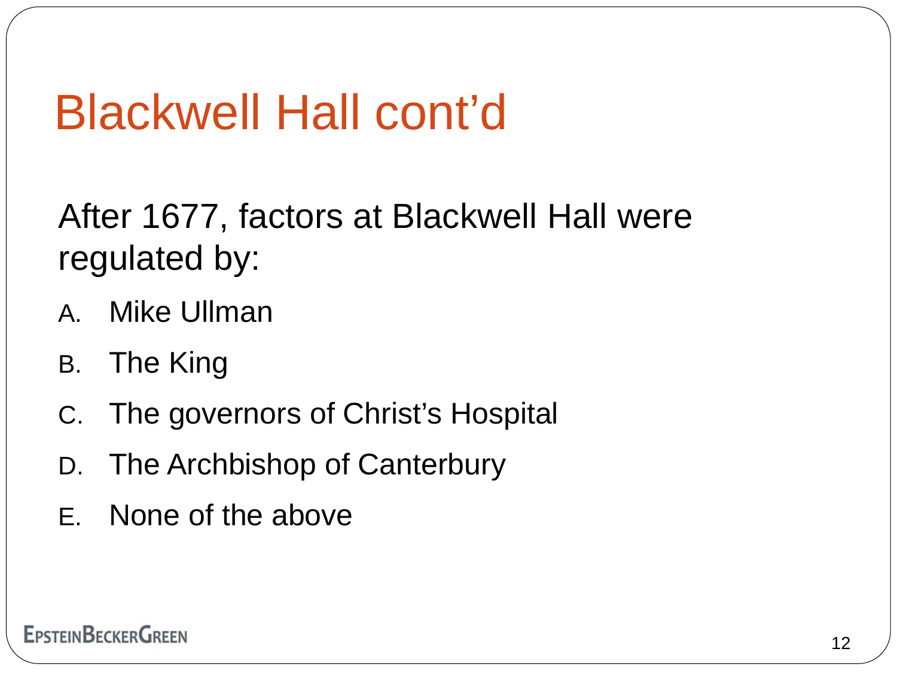# Blackwell Hall cont'd

After 1677, factors at Blackwell Hall were regulated by:

A. Mike Ullman
B. The King
C. The governors of Christ's Hospital
D. The Archbishop of Canterbury
E. None of the above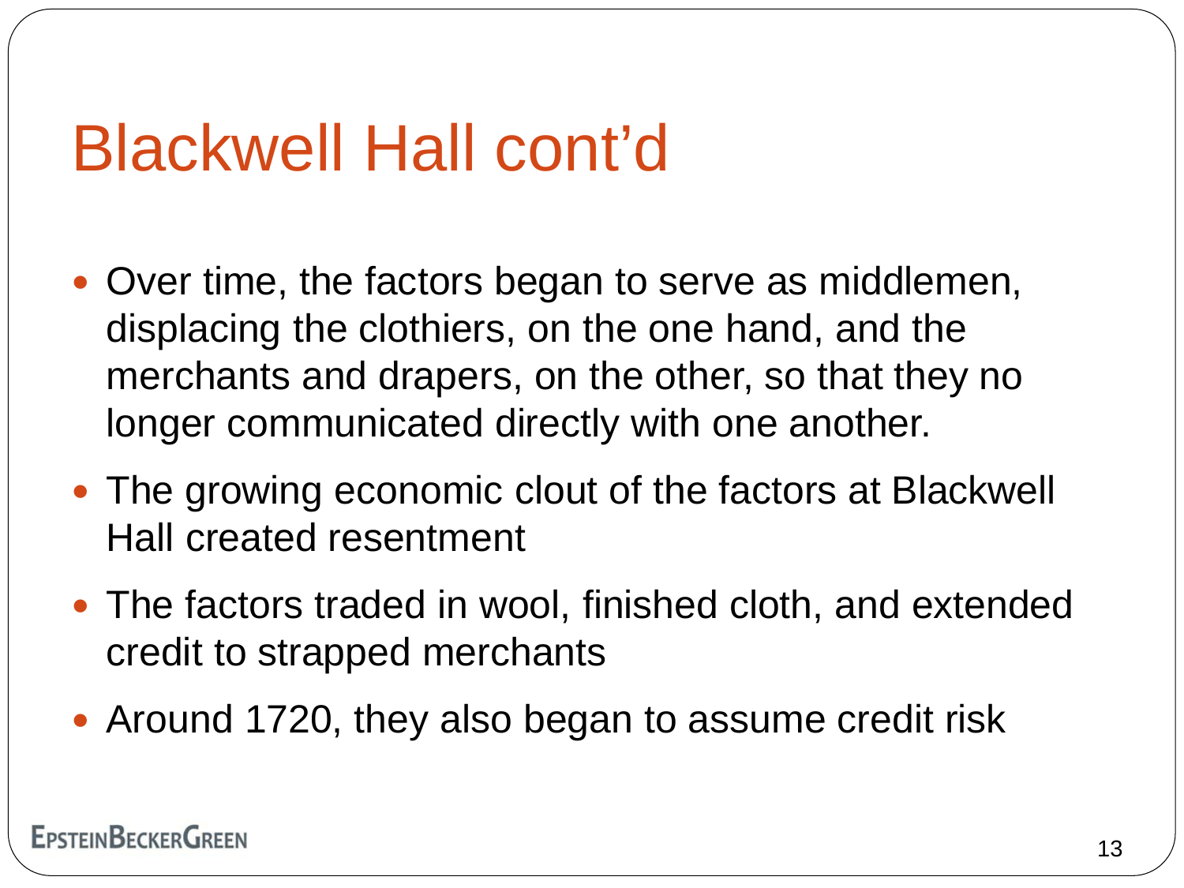# Blackwell Hall cont'd

- Over time, the factors began to serve as middlemen, displacing the clothiers, on the one hand, and the merchants and drapers, on the other, so that they no longer communicated directly with one another.
- The growing economic clout of the factors at Blackwell Hall created resentment
- The factors traded in wool, finished cloth, and extended credit to strapped merchants
- Around 1720, they also began to assume credit risk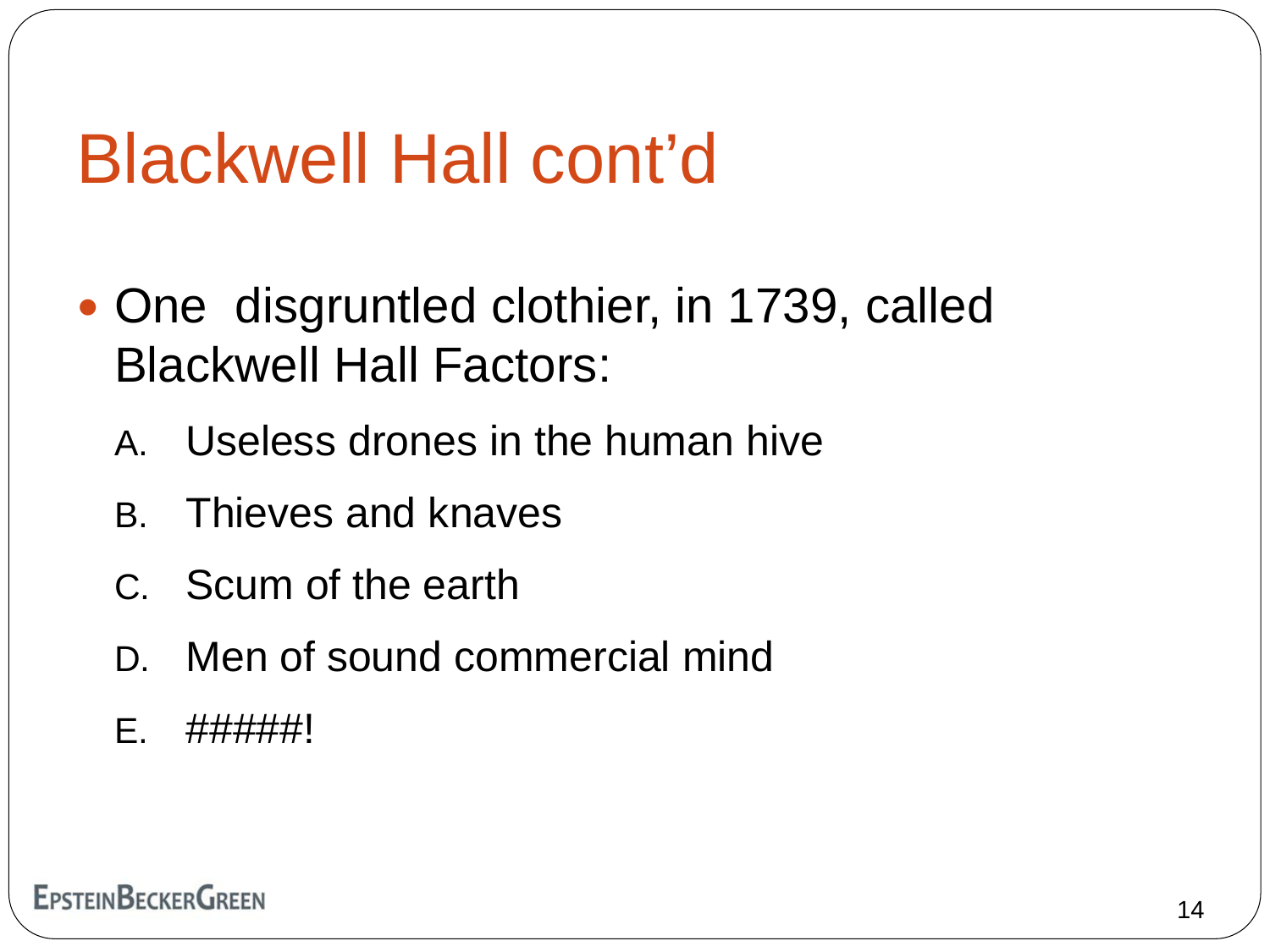# Blackwell Hall cont'd

- One disgruntled clothier, in 1739, called Blackwell Hall Factors:
  A. Useless drones in the human hive
  B. Thieves and knaves
  C. Scum of the earth
  D. Men of sound commercial mind
  E. #####!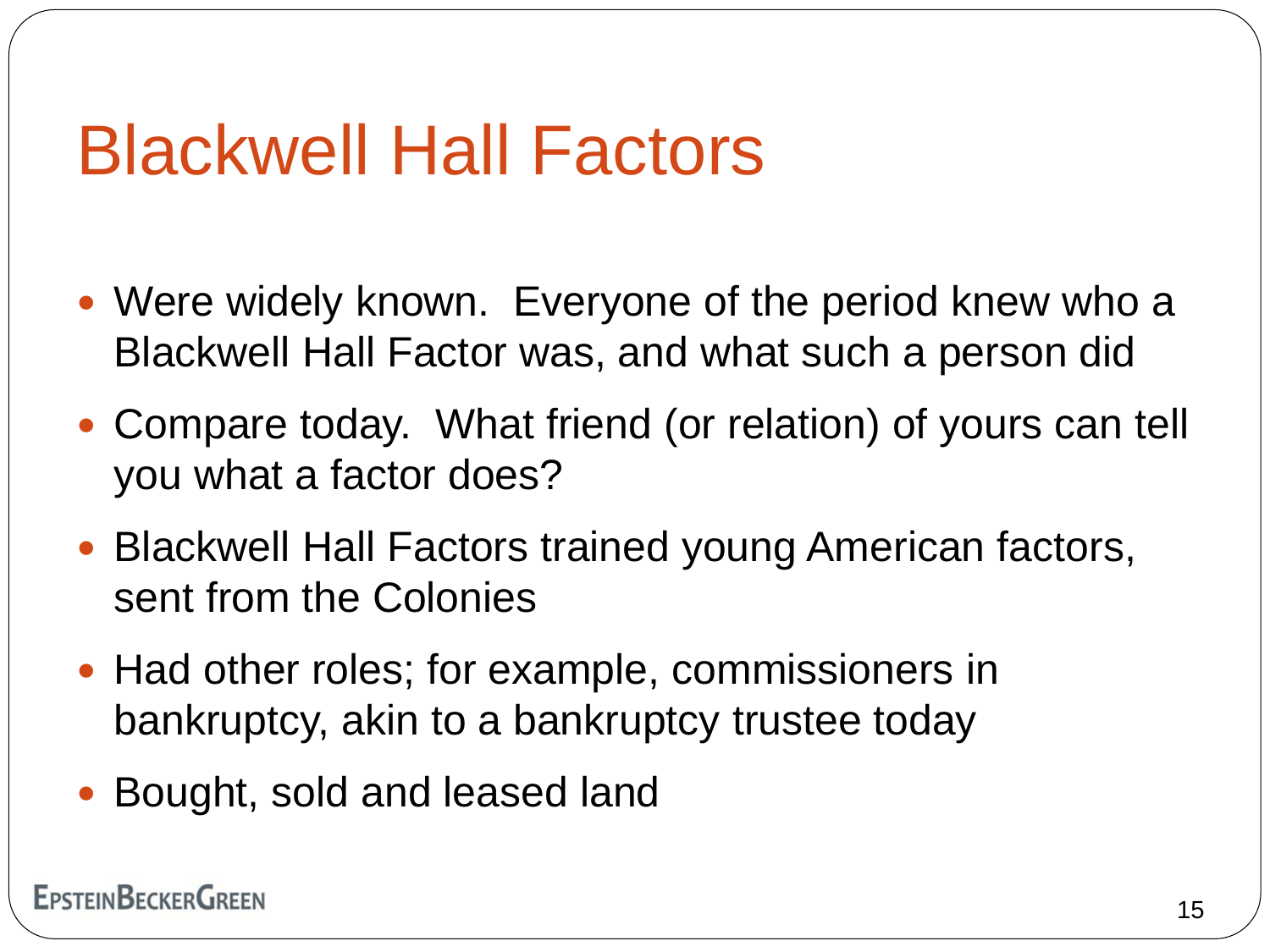# Blackwell Hall Factors

- Were widely known. Everyone of the period knew who a Blackwell Hall Factor was, and what such a person did
- Compare today. What friend (or relation) of yours can tell you what a factor does?
- Blackwell Hall Factors trained young American factors, sent from the Colonies
- Had other roles; for example, commissioners in bankruptcy, akin to a bankruptcy trustee today
- Bought, sold and leased land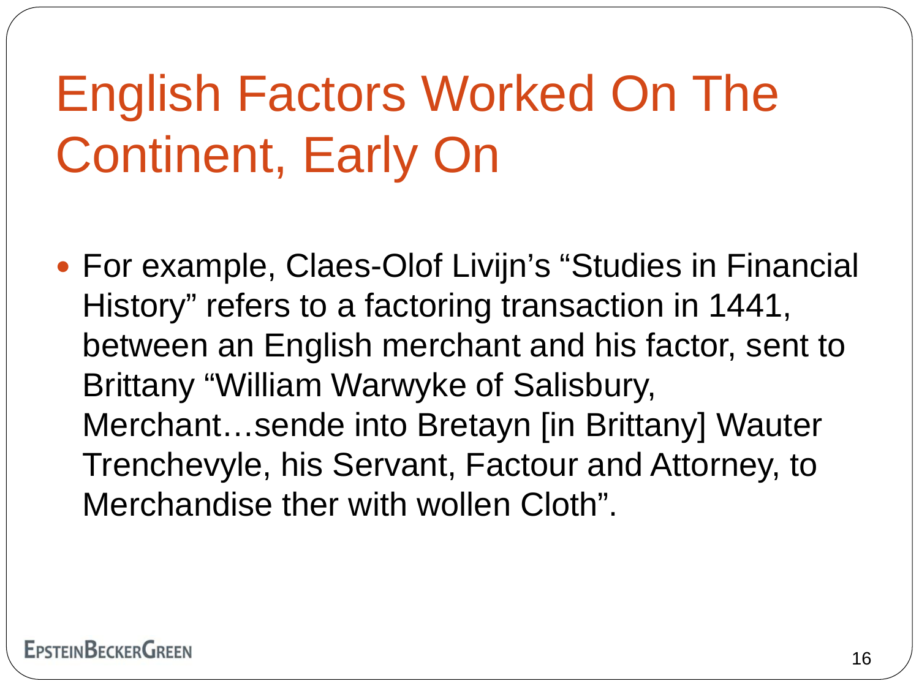# English Factors Worked On The Continent, Early On

- For example, Claes-Olof Livijn's "Studies in Financial History" refers to a factoring transaction in 1441, between an English merchant and his factor, sent to Brittany "William Warwyke of Salisbury, Merchant…sende into Bretayn [in Brittany] Wauter Trenchevyle, his Servant, Factour and Attorney, to Merchandise ther with wollen Cloth".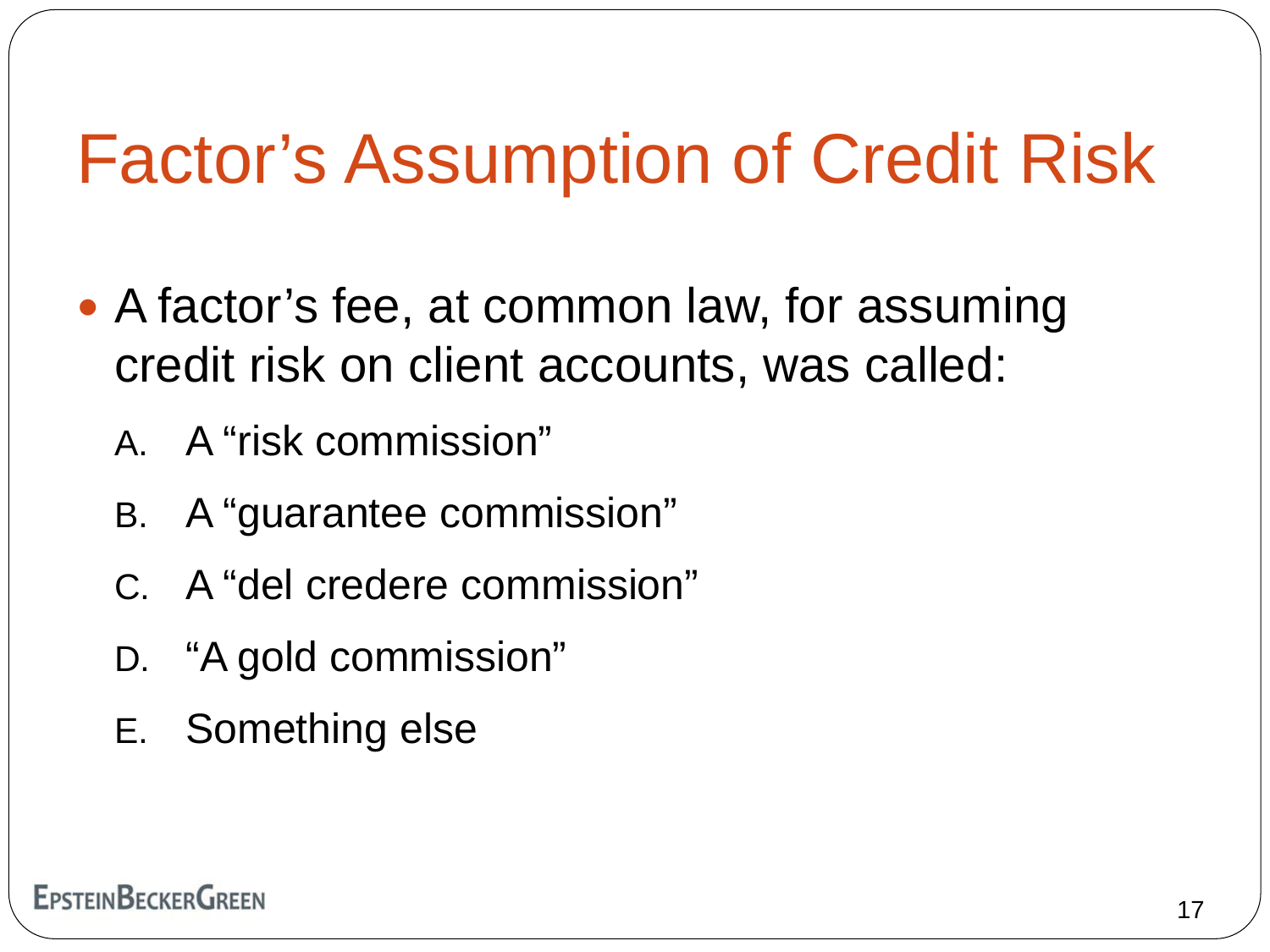# Factor's Assumption of Credit Risk

- A factor's fee, at common law, for assuming credit risk on client accounts, was called:
  A. A "risk commission"
  B. A "guarantee commission"
  C. A "del credere commission"
  D. "A gold commission"
  E. Something else

EPSTEINBECKERGREEN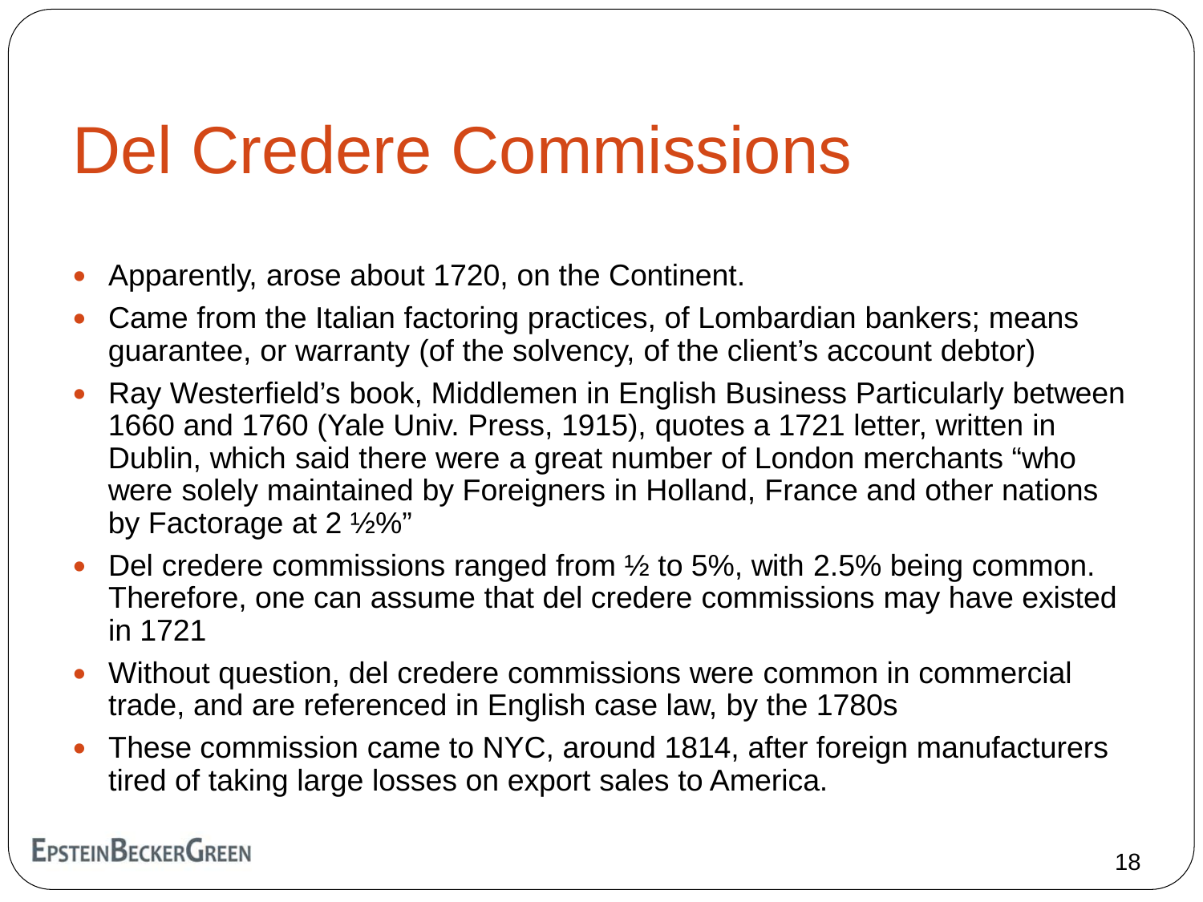# Del Credere Commissions

- Apparently, arose about 1720, on the Continent.
- Came from the Italian factoring practices, of Lombardian bankers; means guarantee, or warranty (of the solvency, of the client's account debtor)
- Ray Westerfield's book, Middlemen in English Business Particularly between 1660 and 1760 (Yale Univ. Press, 1915), quotes a 1721 letter, written in Dublin, which said there were a great number of London merchants "who were solely maintained by Foreigners in Holland, France and other nations by Factorage at 2 ½%"
- Del credere commissions ranged from ½ to 5%, with 2.5% being common. Therefore, one can assume that del credere commissions may have existed in 1721
- Without question, del credere commissions were common in commercial trade, and are referenced in English case law, by the 1780s
- These commission came to NYC, around 1814, after foreign manufacturers tired of taking large losses on export sales to America.

EpsteinBeckerGreen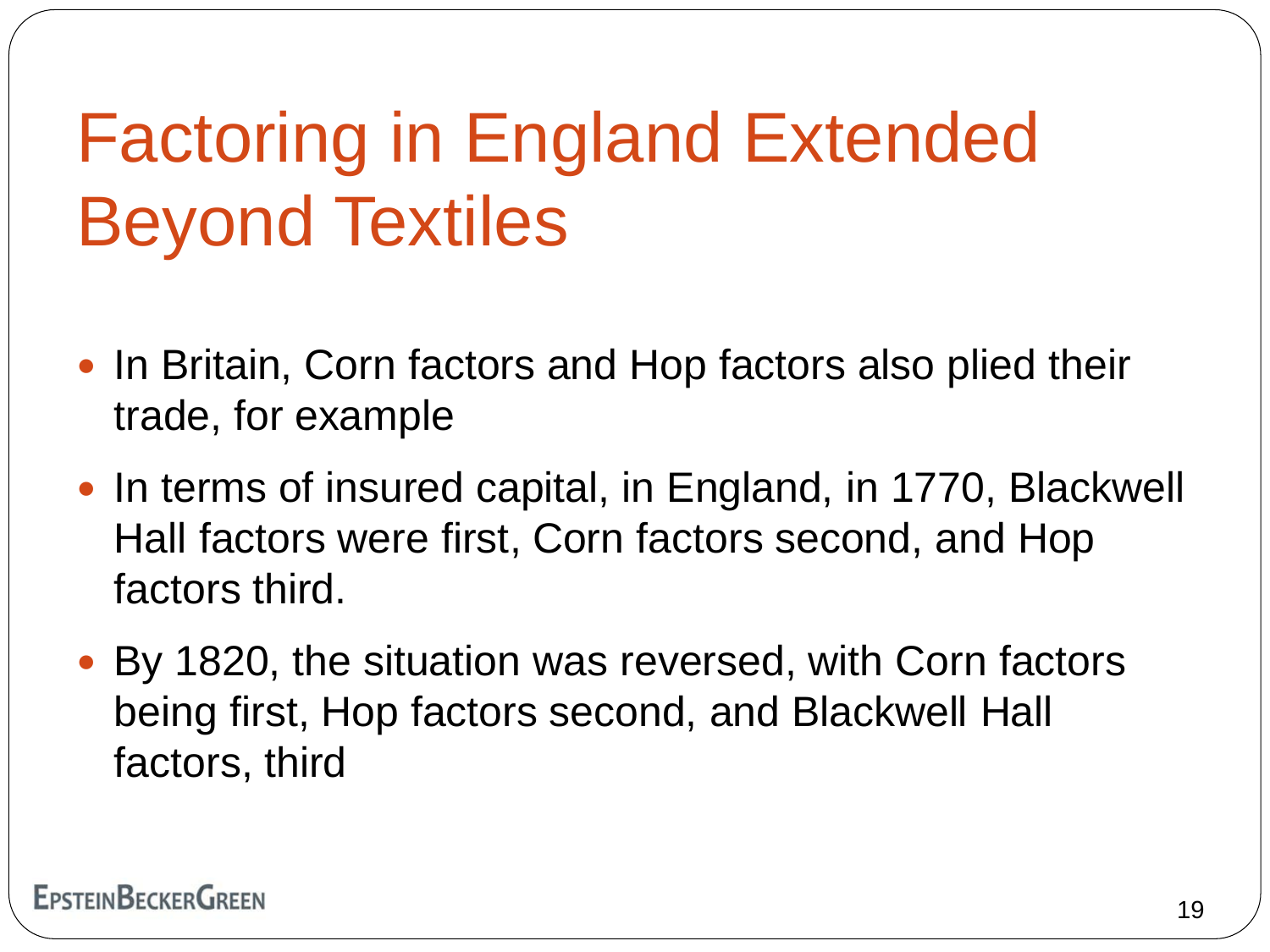# Factoring in England Extended Beyond Textiles

- In Britain, Corn factors and Hop factors also plied their trade, for example
- In terms of insured capital, in England, in 1770, Blackwell Hall factors were first, Corn factors second, and Hop factors third.
- By 1820, the situation was reversed, with Corn factors being first, Hop factors second, and Blackwell Hall factors, third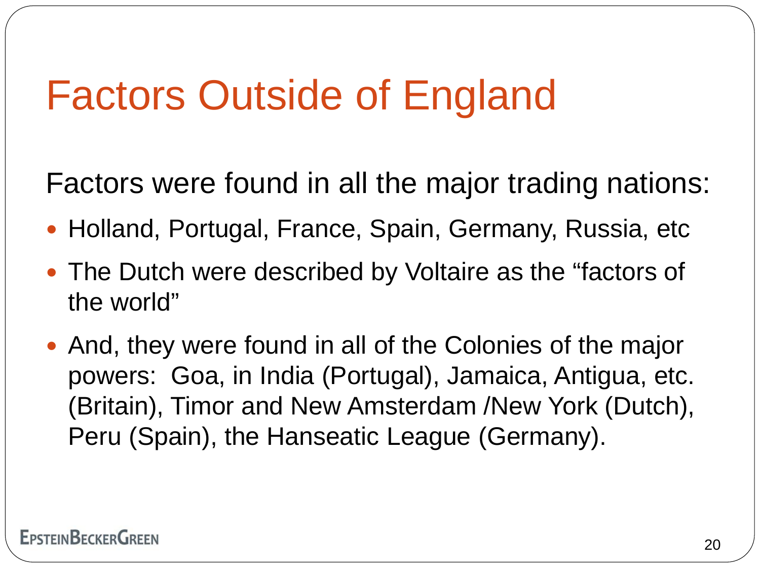# Factors Outside of England

Factors were found in all the major trading nations:

- Holland, Portugal, France, Spain, Germany, Russia, etc
- The Dutch were described by Voltaire as the "factors of the world"
- And, they were found in all of the Colonies of the major powers: Goa, in India (Portugal), Jamaica, Antigua, etc. (Britain), Timor and New Amsterdam /New York (Dutch), Peru (Spain), the Hanseatic League (Germany).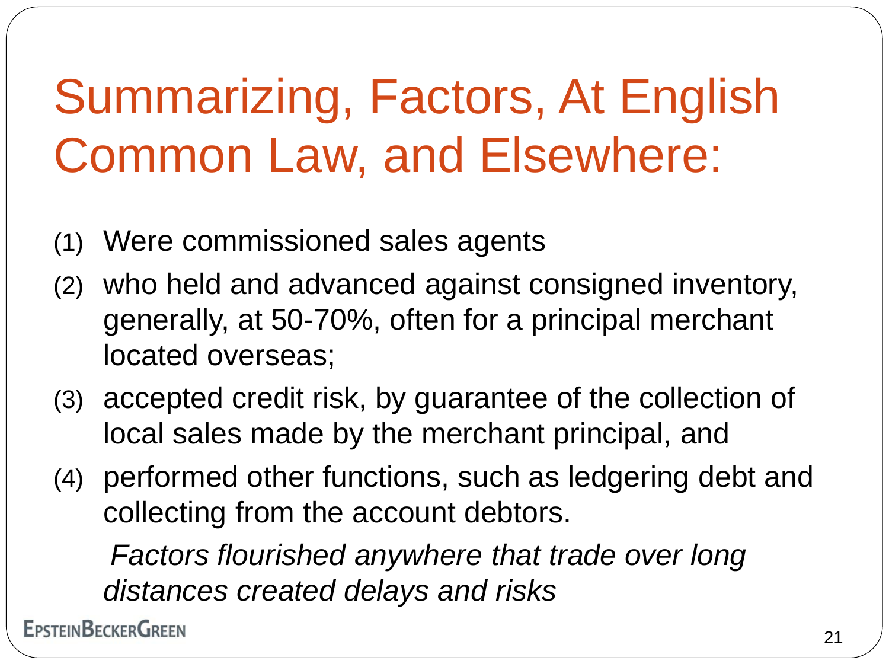# Summarizing, Factors, At English Common Law, and Elsewhere:

(1) Were commissioned sales agents

(2) who held and advanced against consigned inventory, generally, at 50-70%, often for a principal merchant located overseas;

(3) accepted credit risk, by guarantee of the collection of local sales made by the merchant principal, and

(4) performed other functions, such as ledgering debt and collecting from the account debtors.

*Factors flourished anywhere that trade over long distances created delays and risks*

EPSTEINBECKERGREEN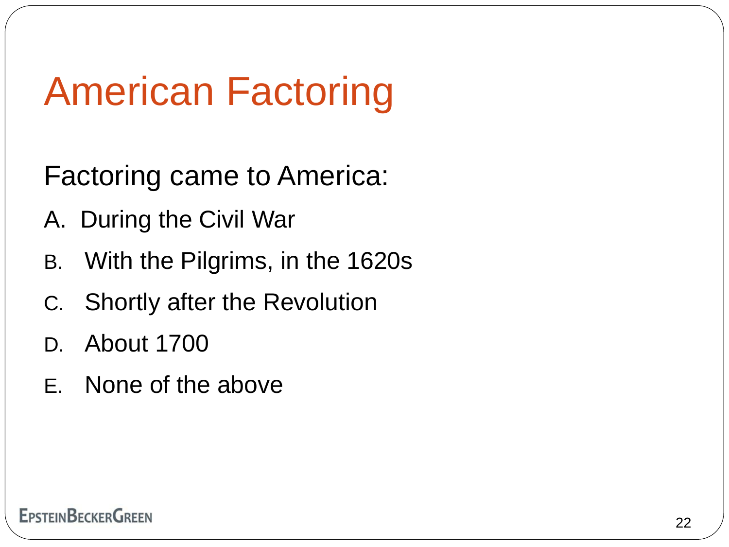# American Factoring

Factoring came to America:

A. During the Civil War
B. With the Pilgrims, in the 1620s
C. Shortly after the Revolution
D. About 1700
E. None of the above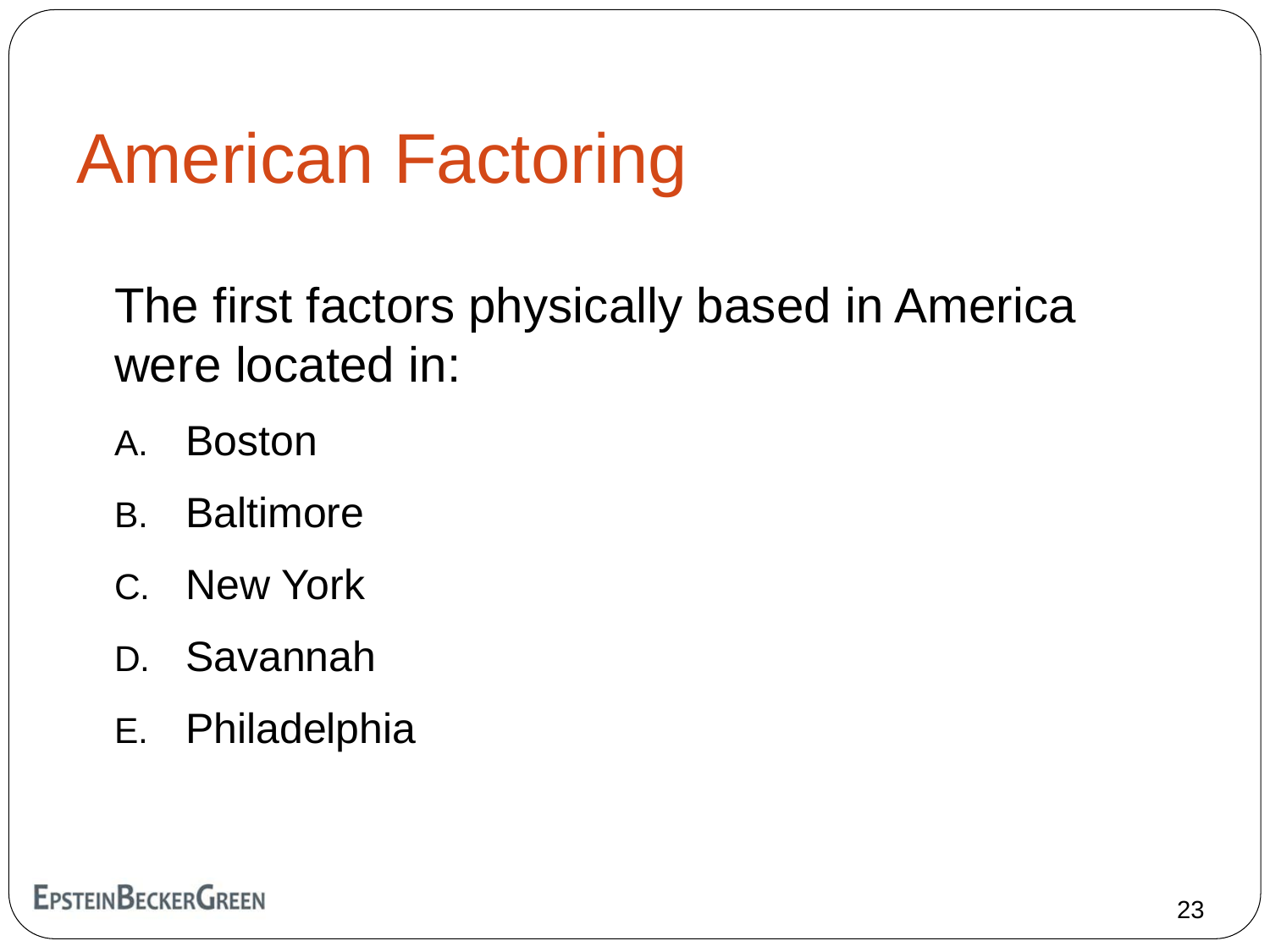# American Factoring

The first factors physically based in America were located in:

A. Boston
B. Baltimore
C. New York
D. Savannah
E. Philadelphia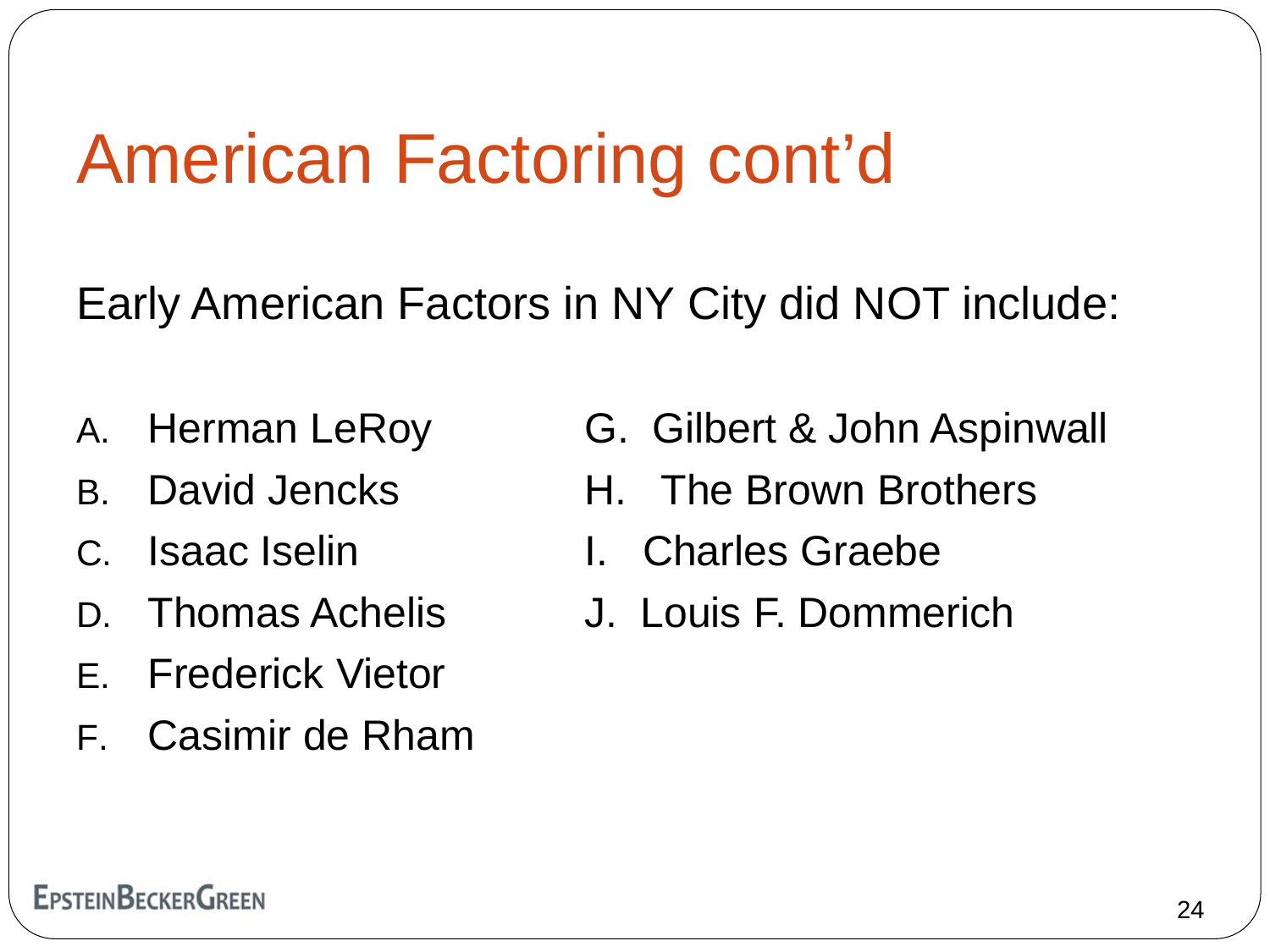# American Factoring cont'd

Early American Factors in NY City did NOT include:

A. Herman LeRoy
B. David Jencks
C. Isaac Iselin
D. Thomas Achelis
E. Frederick Vietor
F. Casimir de Rham
G. Gilbert & John Aspinwall
H. The Brown Brothers
I. Charles Graebe
J. Louis F. Dommerich

EpsteinBeckerGreen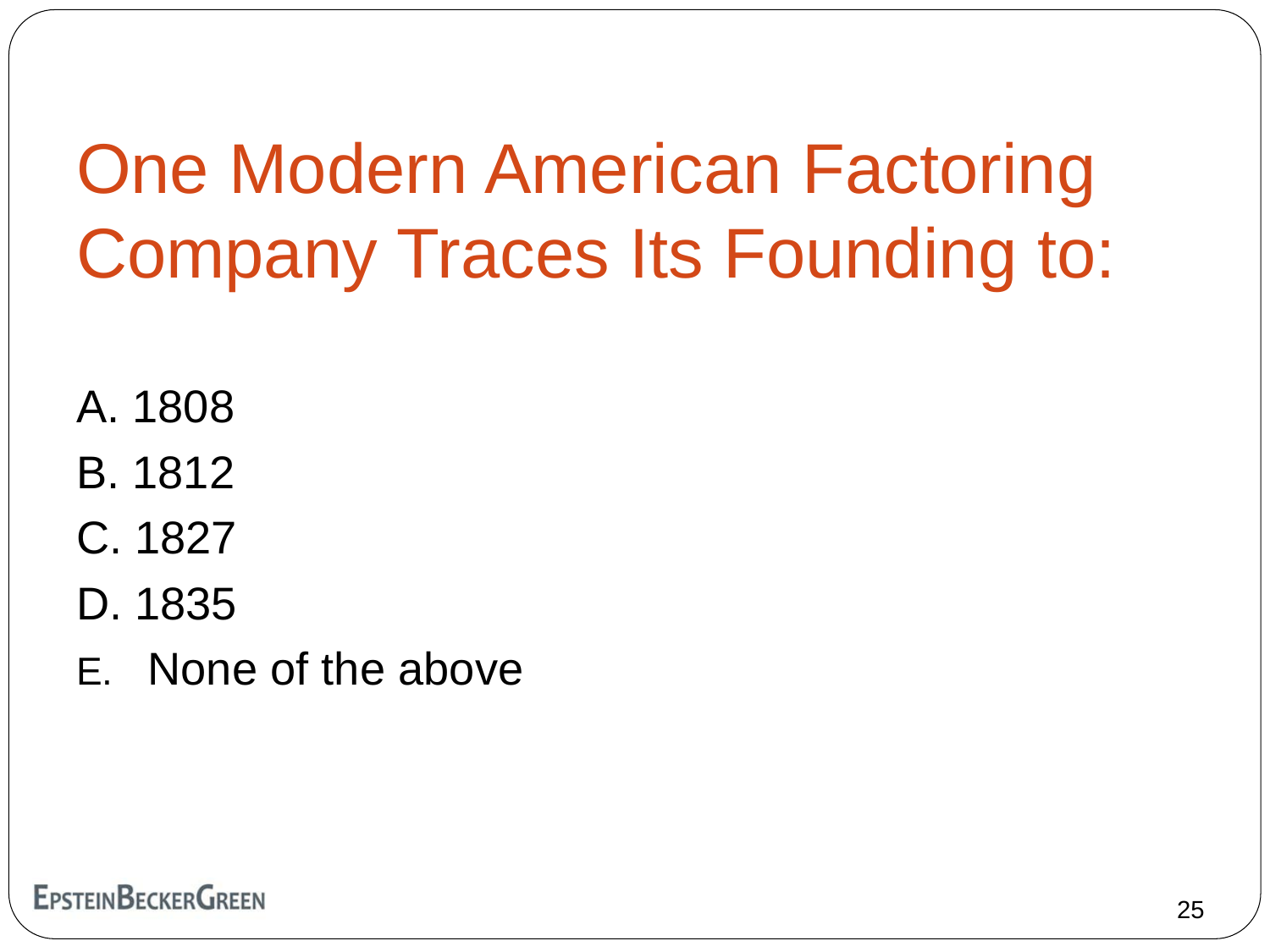# One Modern American Factoring Company Traces Its Founding to:

A. 1808
B. 1812
C. 1827
D. 1835
E. None of the above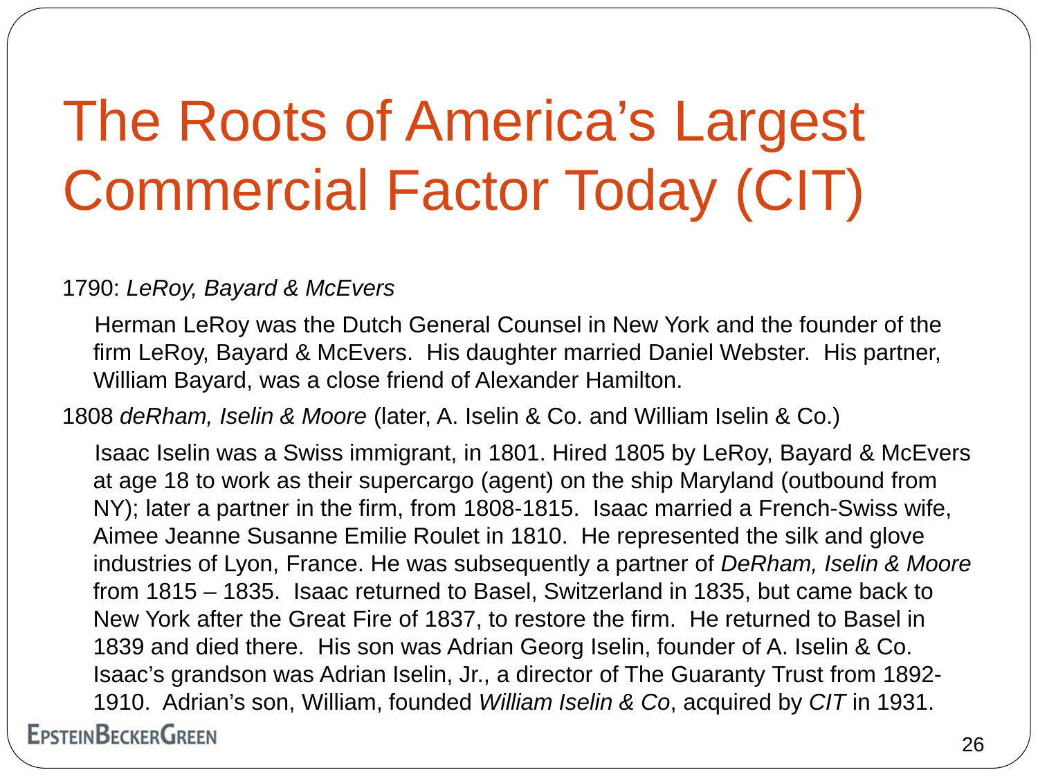# The Roots of America's Largest Commercial Factor Today (CIT)

1790: *LeRoy, Bayard & McEvers*

Herman LeRoy was the Dutch General Counsel in New York and the founder of the firm LeRoy, Bayard & McEvers. His daughter married Daniel Webster. His partner, William Bayard, was a close friend of Alexander Hamilton.

1808 *deRham, Iselin & Moore* (later, A. Iselin & Co. and William Iselin & Co.)

Isaac Iselin was a Swiss immigrant, in 1801. Hired 1805 by LeRoy, Bayard & McEvers at age 18 to work as their supercargo (agent) on the ship Maryland (outbound from NY); later a partner in the firm, from 1808-1815. Isaac married a French-Swiss wife, Aimee Jeanne Susanne Emilie Roulet in 1810. He represented the silk and glove industries of Lyon, France. He was subsequently a partner of *DeRham, Iselin & Moore* from 1815 – 1835. Isaac returned to Basel, Switzerland in 1835, but came back to New York after the Great Fire of 1837, to restore the firm. He returned to Basel in 1839 and died there. His son was Adrian Georg Iselin, founder of A. Iselin & Co. Isaac's grandson was Adrian Iselin, Jr., a director of The Guaranty Trust from 1892-1910. Adrian's son, William, founded *William Iselin & Co*, acquired by *CIT* in 1931.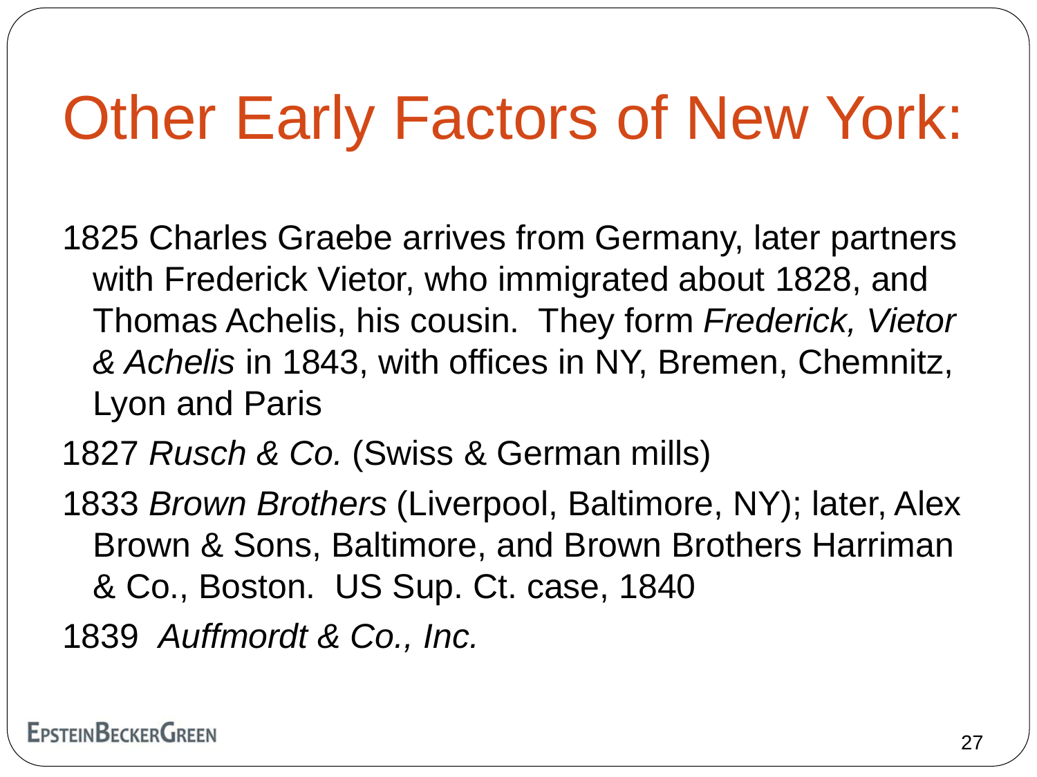# Other Early Factors of New York:

1825 Charles Graebe arrives from Germany, later partners with Frederick Vietor, who immigrated about 1828, and Thomas Achelis, his cousin. They form *Frederick, Vietor & Achelis* in 1843, with offices in NY, Bremen, Chemnitz, Lyon and Paris

1827 *Rusch & Co.* (Swiss & German mills)

1833 *Brown Brothers* (Liverpool, Baltimore, NY); later, Alex Brown & Sons, Baltimore, and Brown Brothers Harriman & Co., Boston. US Sup. Ct. case, 1840

1839 *Auffmordt & Co., Inc.*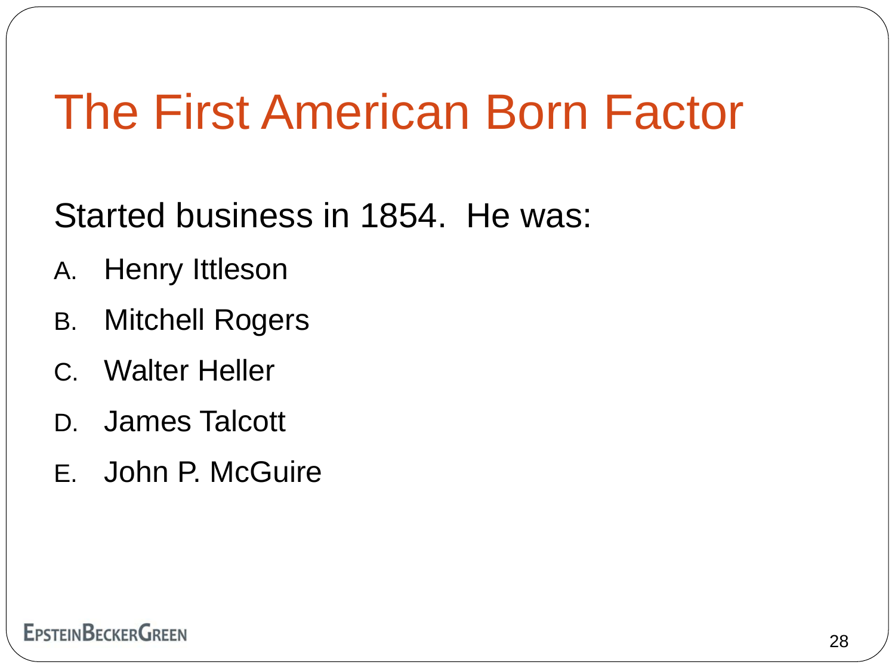# The First American Born Factor

Started business in 1854. He was:

A. Henry Ittleson
B. Mitchell Rogers
C. Walter Heller
D. James Talcott
E. John P. McGuire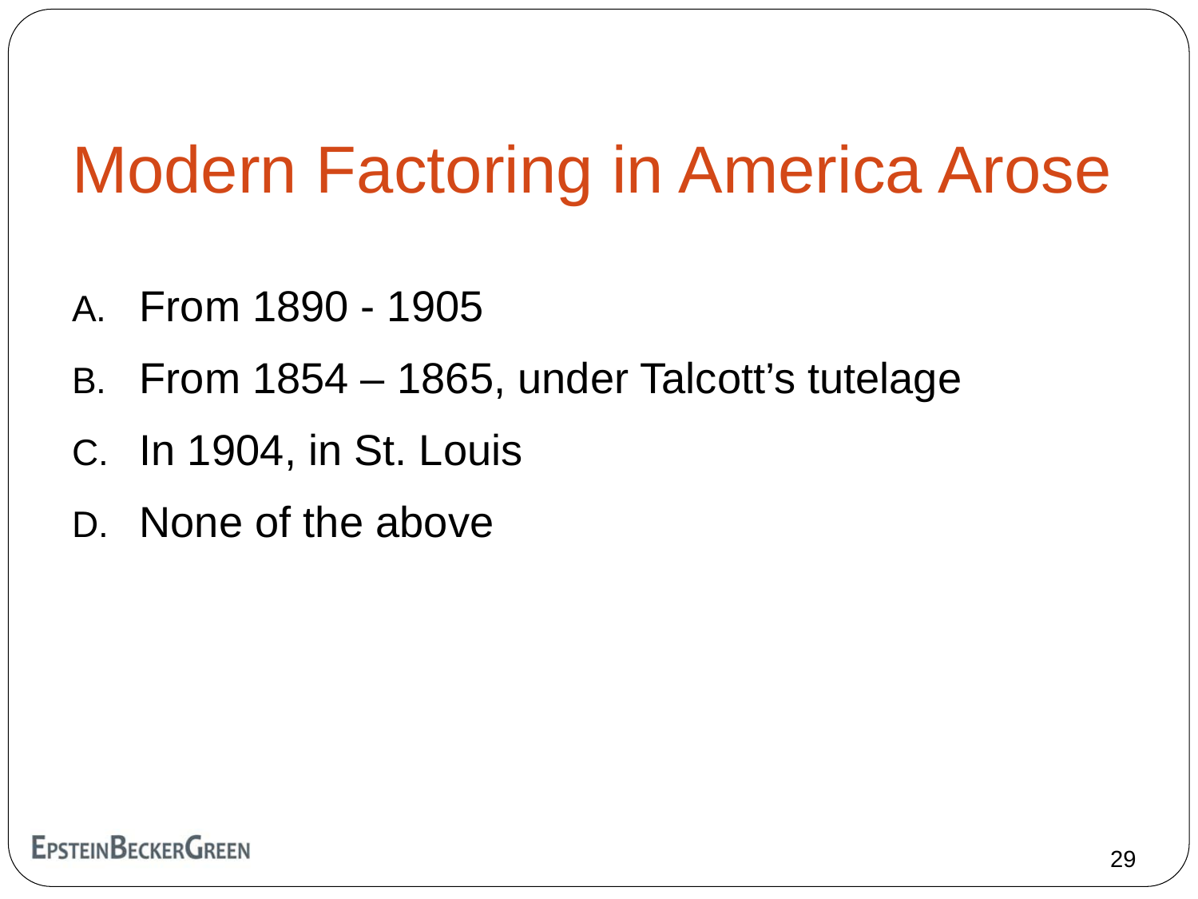# Modern Factoring in America Arose

A. From 1890 - 1905

B. From 1854 – 1865, under Talcott's tutelage

C. In 1904, in St. Louis

D. None of the above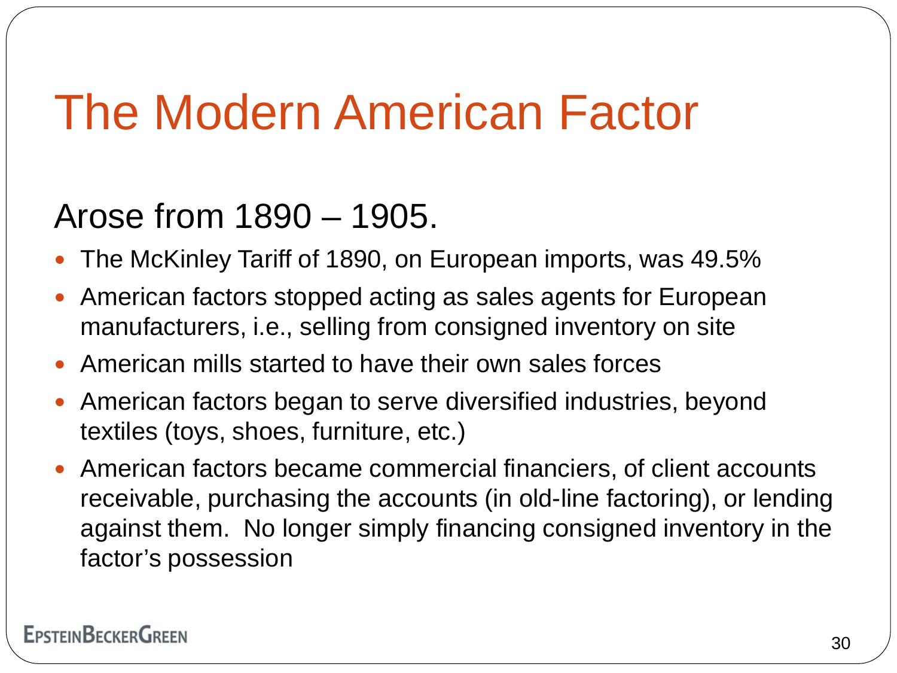# The Modern American Factor

## Arose from 1890 – 1905.

- The McKinley Tariff of 1890, on European imports, was 49.5%
- American factors stopped acting as sales agents for European manufacturers, i.e., selling from consigned inventory on site
- American mills started to have their own sales forces
- American factors began to serve diversified industries, beyond textiles (toys, shoes, furniture, etc.)
- American factors became commercial financiers, of client accounts receivable, purchasing the accounts (in old-line factoring), or lending against them. No longer simply financing consigned inventory in the factor's possession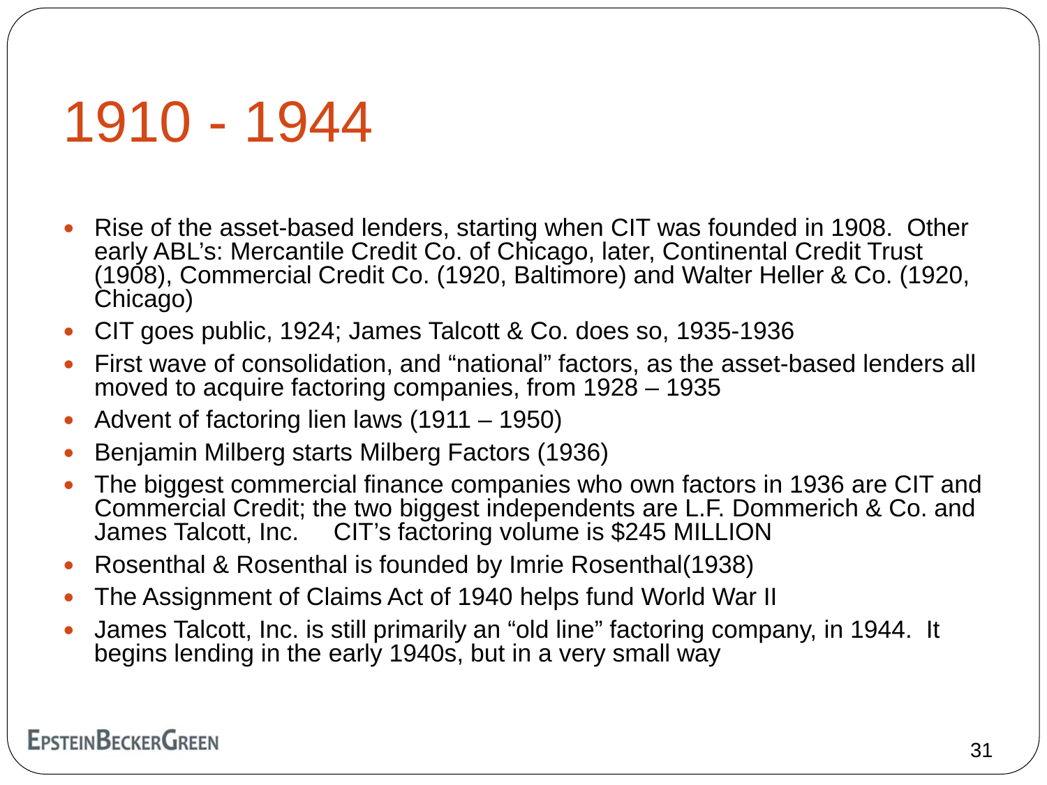# 1910 - 1944

- Rise of the asset-based lenders, starting when CIT was founded in 1908. Other early ABL's: Mercantile Credit Co. of Chicago, later, Continental Credit Trust (1908), Commercial Credit Co. (1920, Baltimore) and Walter Heller & Co. (1920, Chicago)
- CIT goes public, 1924; James Talcott & Co. does so, 1935-1936
- First wave of consolidation, and "national" factors, as the asset-based lenders all moved to acquire factoring companies, from 1928 – 1935
- Advent of factoring lien laws (1911 – 1950)
- Benjamin Milberg starts Milberg Factors (1936)
- The biggest commercial finance companies who own factors in 1936 are CIT and Commercial Credit; the two biggest independents are L.F. Dommerich & Co. and James Talcott, Inc.     CIT's factoring volume is $245 MILLION
- Rosenthal & Rosenthal is founded by Imrie Rosenthal(1938)
- The Assignment of Claims Act of 1940 helps fund World War II
- James Talcott, Inc. is still primarily an "old line" factoring company, in 1944. It begins lending in the early 1940s, but in a very small way

EpsteinBeckerGreen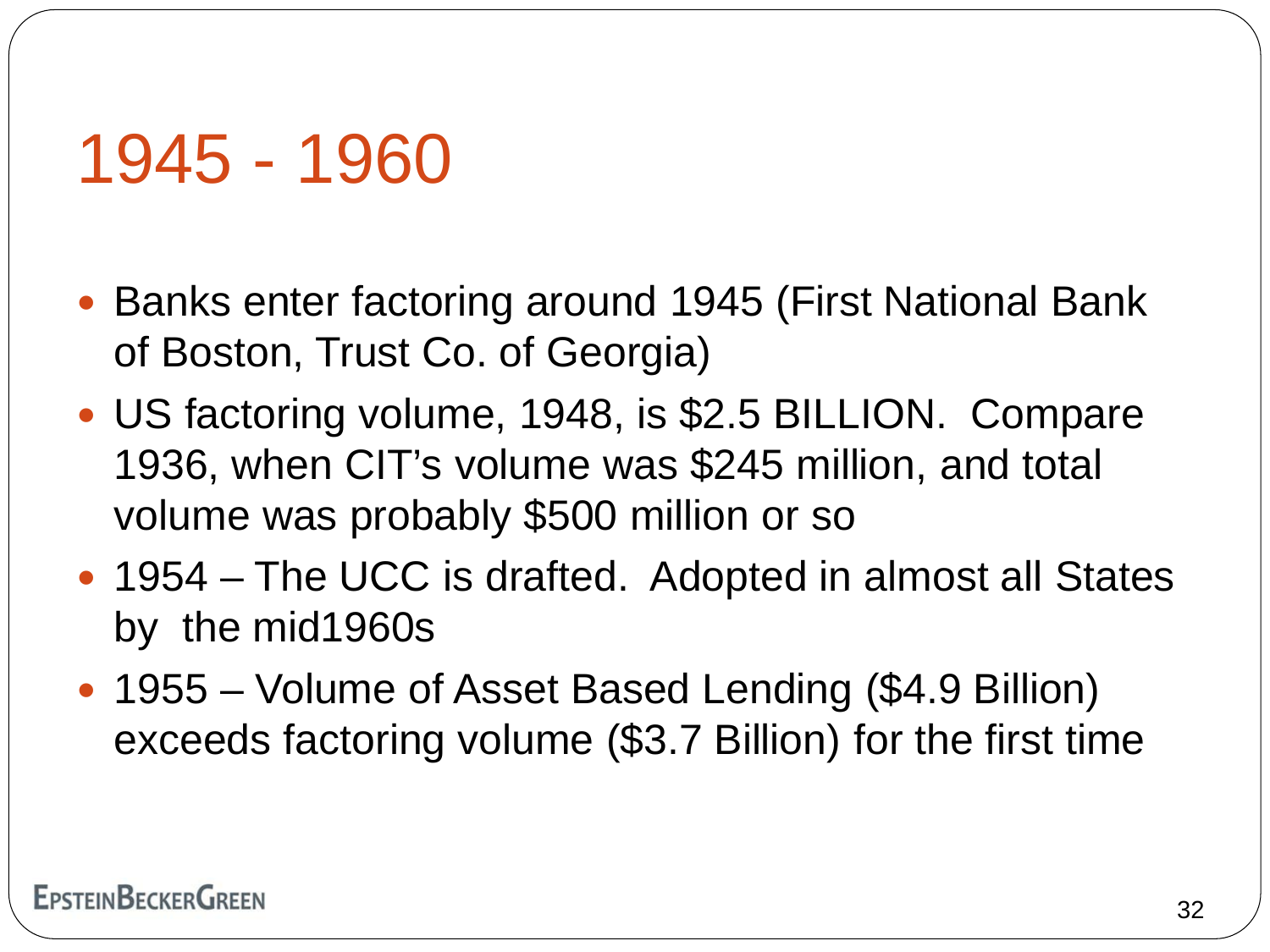# 1945 - 1960

- Banks enter factoring around 1945 (First National Bank of Boston, Trust Co. of Georgia)
- US factoring volume, 1948, is $2.5 BILLION.  Compare 1936, when CIT's volume was $245 million, and total volume was probably $500 million or so
- 1954 – The UCC is drafted.  Adopted in almost all States by  the mid1960s
- 1955 – Volume of Asset Based Lending ($4.9 Billion) exceeds factoring volume ($3.7 Billion) for the first time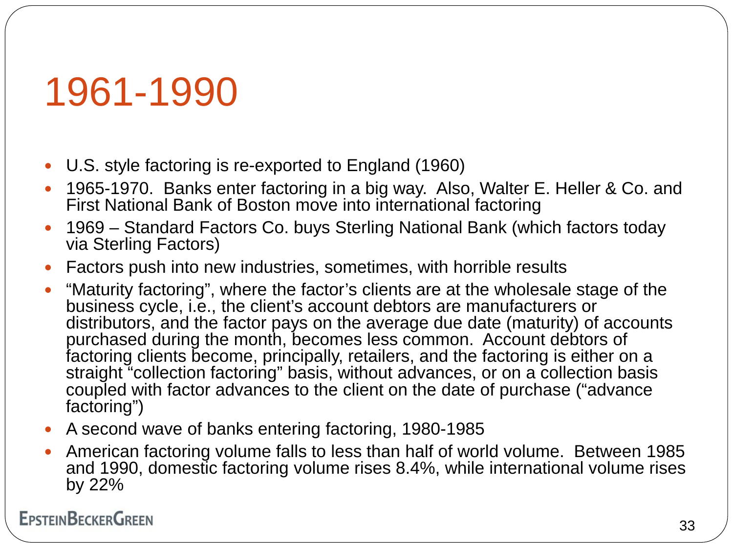# 1961-1990

- U.S. style factoring is re-exported to England (1960)
- 1965-1970. Banks enter factoring in a big way. Also, Walter E. Heller & Co. and First National Bank of Boston move into international factoring
- 1969 – Standard Factors Co. buys Sterling National Bank (which factors today via Sterling Factors)
- Factors push into new industries, sometimes, with horrible results
- “Maturity factoring”, where the factor’s clients are at the wholesale stage of the business cycle, i.e., the client’s account debtors are manufacturers or distributors, and the factor pays on the average due date (maturity) of accounts purchased during the month, becomes less common. Account debtors of factoring clients become, principally, retailers, and the factoring is either on a straight “collection factoring” basis, without advances, or on a collection basis coupled with factor advances to the client on the date of purchase (“advance factoring”)
- A second wave of banks entering factoring, 1980-1985
- American factoring volume falls to less than half of world volume. Between 1985 and 1990, domestic factoring volume rises 8.4%, while international volume rises by 22%

EPSTEINBECKERGREEN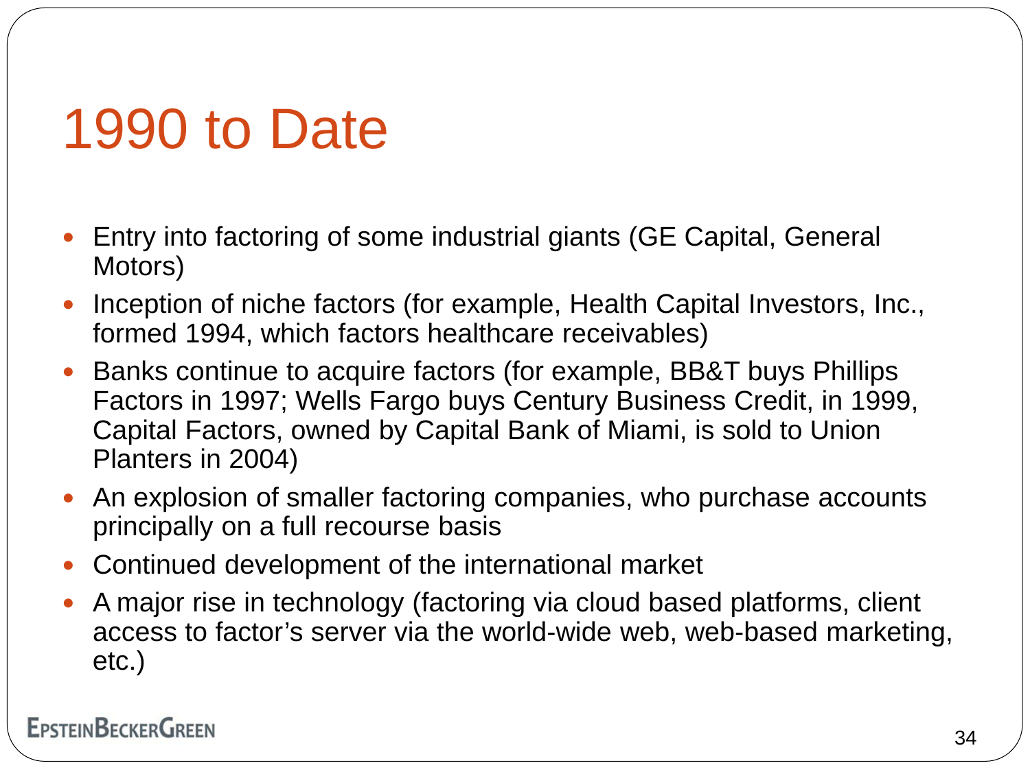# 1990 to Date

- Entry into factoring of some industrial giants (GE Capital, General Motors)
- Inception of niche factors (for example, Health Capital Investors, Inc., formed 1994, which factors healthcare receivables)
- Banks continue to acquire factors (for example, BB&T buys Phillips Factors in 1997; Wells Fargo buys Century Business Credit, in 1999, Capital Factors, owned by Capital Bank of Miami, is sold to Union Planters in 2004)
- An explosion of smaller factoring companies, who purchase accounts principally on a full recourse basis
- Continued development of the international market
- A major rise in technology (factoring via cloud based platforms, client access to factor's server via the world-wide web, web-based marketing, etc.)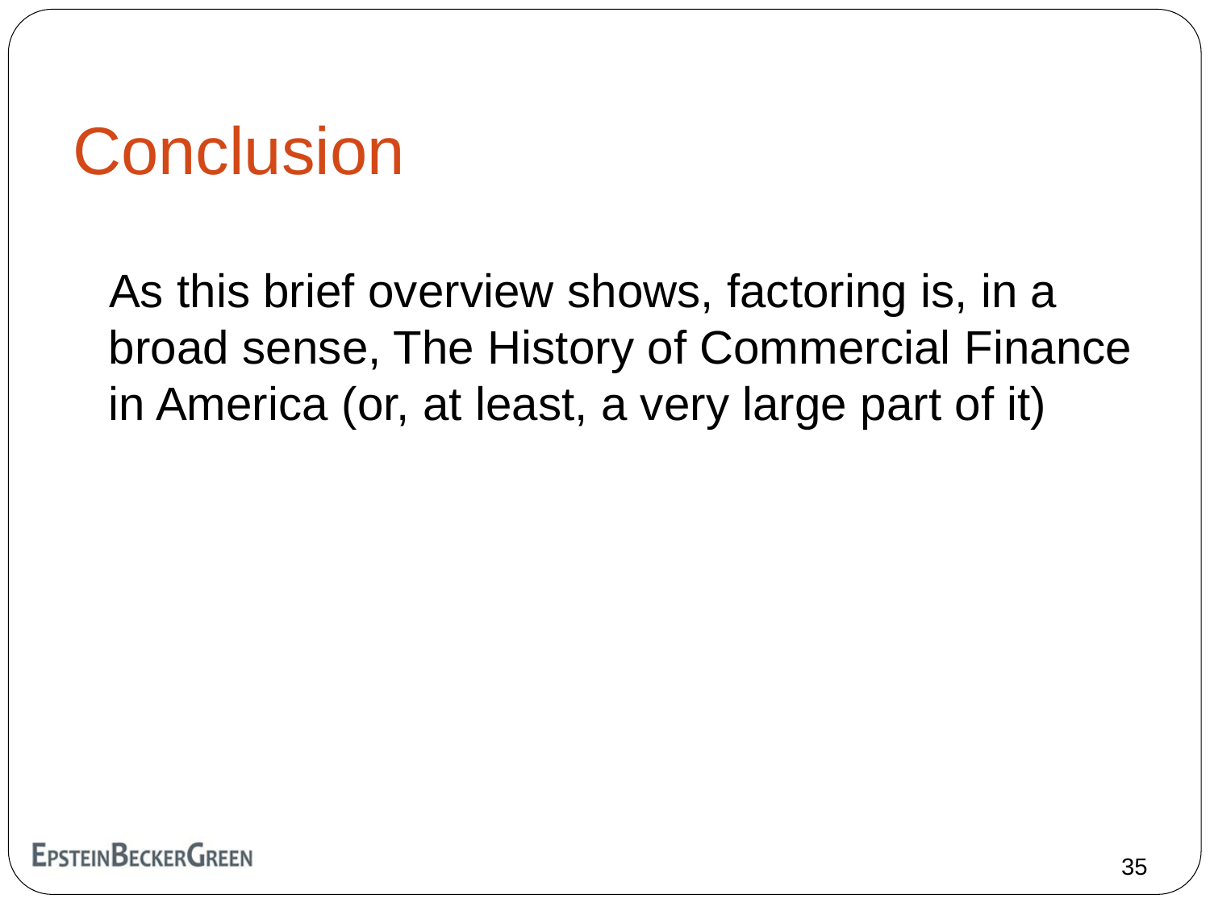# Conclusion

As this brief overview shows, factoring is, in a broad sense, The History of Commercial Finance in America (or, at least, a very large part of it)

EPSTEINBECKERGREEN